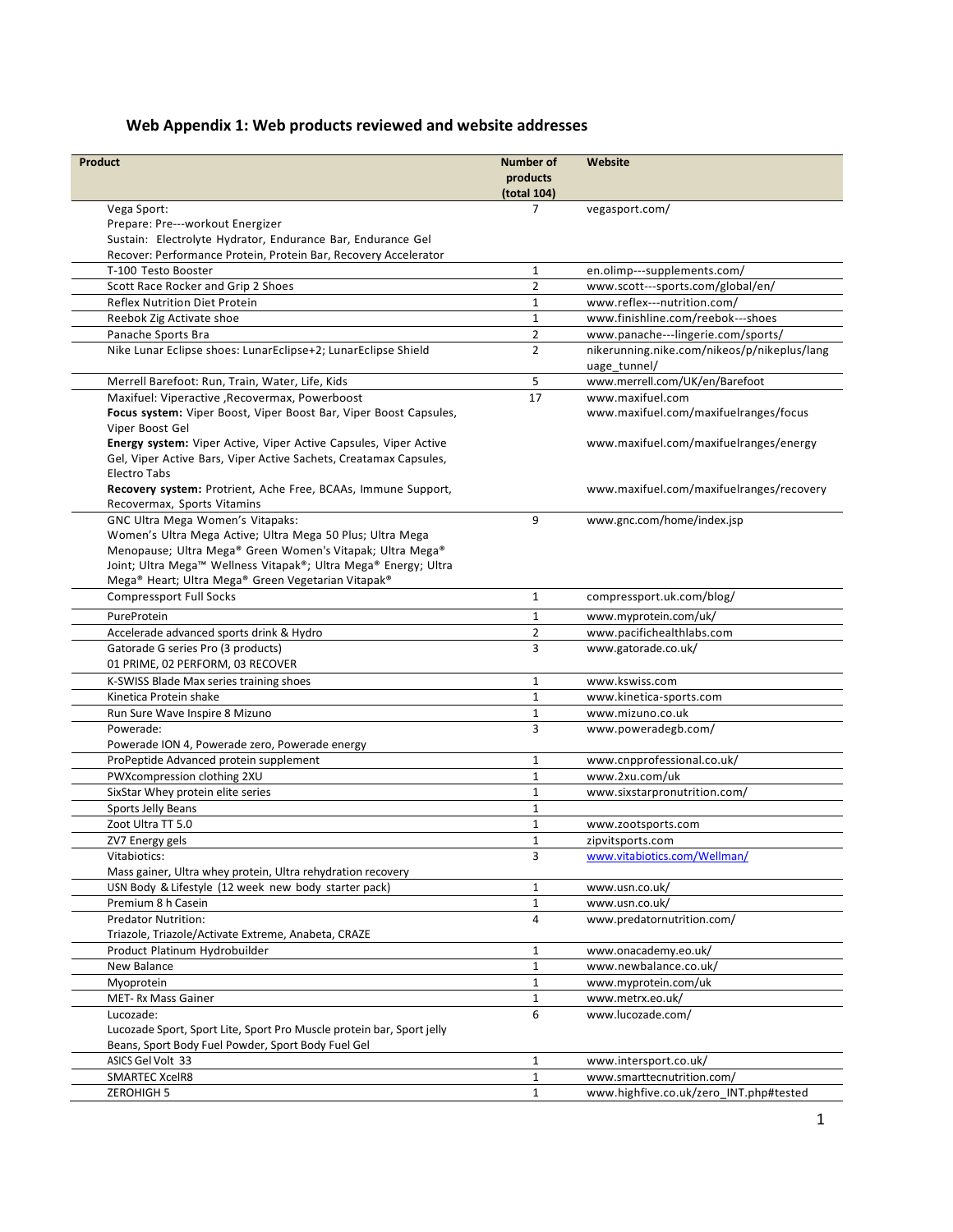# Web Appendix 1: Web products reviewed and website addresses

| Product | Number of products (total 104) | Website |
|---|---|---|
| Vega Sport:<br>Prepare: Pre---workout Energizer<br>Sustain: Electrolyte Hydrator, Endurance Bar, Endurance Gel<br>Recover: Performance Protein, Protein Bar, Recovery Accelerator | 7 | vegasport.com/ |
| T-100 Testo Booster | 1 | en.olimp---supplements.com/ |
| Scott Race Rocker and Grip 2 Shoes | 2 | www.scott---sports.com/global/en/ |
| Reflex Nutrition Diet Protein | 1 | www.reflex---nutrition.com/ |
| Reebok Zig Activate shoe | 1 | www.finishline.com/reebok---shoes |
| Panache Sports Bra | 2 | www.panache---lingerie.com/sports/ |
| Nike Lunar Eclipse shoes: LunarEclipse+2; LunarEclipse Shield | 2 | nikerunning.nike.com/nikeos/p/nikeplus/language_tunnel/ |
| Merrell Barefoot: Run, Train, Water, Life, Kids | 5 | www.merrell.com/UK/en/Barefoot |
| Maxifuel: Viperactive ,Recovermax, Powerboost<br>**Focus system:** Viper Boost, Viper Boost Bar, Viper Boost Capsules, Viper Boost Gel<br>**Energy system:** Viper Active, Viper Active Capsules, Viper Active Gel, Viper Active Bars, Viper Active Sachets, Creatamax Capsules, Electro Tabs<br>**Recovery system:** Protrient, Ache Free, BCAAs, Immune Support, Recovermax, Sports Vitamins | 17 | www.maxifuel.com<br>www.maxifuel.com/maxifuelranges/focus<br>www.maxifuel.com/maxifuelranges/energy<br>www.maxifuel.com/maxifuelranges/recovery |
| GNC Ultra Mega Women's Vitapaks:<br>Women's Ultra Mega Active; Ultra Mega 50 Plus; Ultra Mega Menopause; Ultra Mega® Green Women's Vitapak; Ultra Mega® Joint; Ultra Mega™ Wellness Vitapak®; Ultra Mega® Energy; Ultra Mega® Heart; Ultra Mega® Green Vegetarian Vitapak® | 9 | www.gnc.com/home/index.jsp |
| Compressport Full Socks | 1 | compressport.uk.com/blog/ |
| PureProtein | 1 | www.myprotein.com/uk/ |
| Accelerade advanced sports drink & Hydro | 2 | www.pacifichealthlabs.com |
| Gatorade G series Pro (3 products)<br>01 PRIME, 02 PERFORM, 03 RECOVER | 3 | www.gatorade.co.uk/ |
| K-SWISS Blade Max series training shoes | 1 | www.kswiss.com |
| Kinetica Protein shake | 1 | www.kinetica-sports.com |
| Run Sure Wave Inspire 8 Mizuno | 1 | www.mizuno.co.uk |
| Powerade:<br>Powerade ION 4, Powerade zero, Powerade energy | 3 | www.poweradegb.com/ |
| ProPeptide Advanced protein supplement | 1 | www.cnpprofessional.co.uk/ |
| PWXcompression clothing 2XU | 1 | www.2xu.com/uk |
| SixStar Whey protein elite series | 1 | www.sixstarpronutrition.com/ |
| Sports Jelly Beans | 1 | |
| Zoot Ultra TT 5.0 | 1 | www.zootsports.com |
| ZV7 Energy gels | 1 | zipvitsports.com |
| Vitabiotics:<br>Mass gainer, Ultra whey protein, Ultra rehydration recovery | 3 | www.vitabiotics.com/Wellman/ |
| USN Body & Lifestyle (12 week new body starter pack) | 1 | www.usn.co.uk/ |
| Premium 8 h Casein | 1 | www.usn.co.uk/ |
| Predator Nutrition:<br>Triazole, Triazole/Activate Extreme, Anabeta, CRAZE | 4 | www.predatornutrition.com/ |
| Product Platinum Hydrobuilder | 1 | www.onacademy.eo.uk/ |
| New Balance | 1 | www.newbalance.co.uk/ |
| Myoprotein | 1 | www.myprotein.com/uk |
| MET- Rx Mass Gainer | 1 | www.metrx.eo.uk/ |
| Lucozade:<br>Lucozade Sport, Sport Lite, Sport Pro Muscle protein bar, Sport jelly Beans, Sport Body Fuel Powder, Sport Body Fuel Gel | 6 | www.lucozade.com/ |
| ASICS Gel Volt 33 | 1 | www.intersport.co.uk/ |
| SMARTEC XcelR8 | 1 | www.smarttecnutrition.com/ |
| ZEROHIGH 5 | 1 | www.highfive.co.uk/zero_INT.php#tested |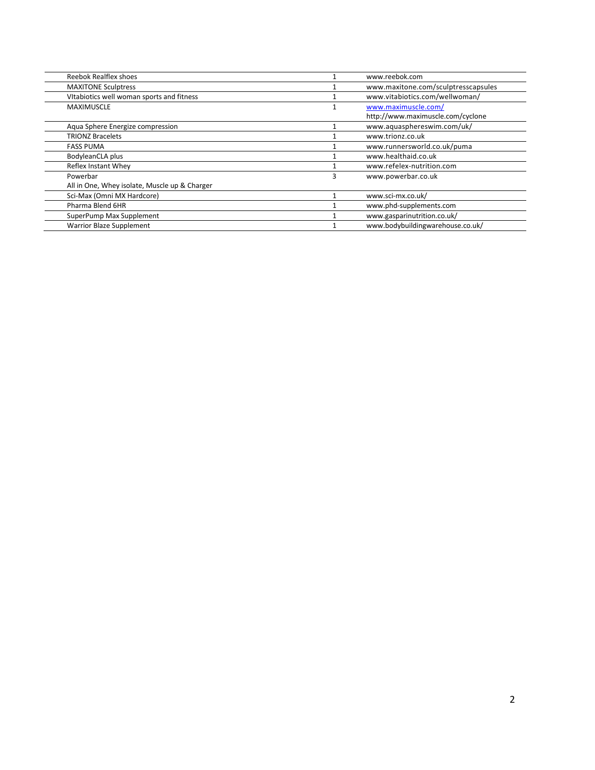| | | |
|---|---|---|
| Reebok Realflex shoes | 1 | www.reebok.com |
| MAXITONE Sculptress | 1 | www.maxitone.com/sculptresscapsules |
| VItabiotics well woman sports and fitness | 1 | www.vitabiotics.com/wellwoman/ |
| MAXIMUSCLE | 1 | www.maximuscle.com/ http://www.maximuscle.com/cyclone |
| Aqua Sphere Energize compression | 1 | www.aquasphereswim.com/uk/ |
| TRIONZ Bracelets | 1 | www.trionz.co.uk |
| FASS PUMA | 1 | www.runnersworld.co.uk/puma |
| BodyleanCLA plus | 1 | www.healthaid.co.uk |
| Reflex Instant Whey | 1 | www.refelex-nutrition.com |
| Powerbar All in One, Whey isolate, Muscle up & Charger | 3 | www.powerbar.co.uk |
| Sci-Max (Omni MX Hardcore) | 1 | www.sci-mx.co.uk/ |
| Pharma Blend 6HR | 1 | www.phd-supplements.com |
| SuperPump Max Supplement | 1 | www.gasparinutrition.co.uk/ |
| Warrior Blaze Supplement | 1 | www.bodybuildingwarehouse.co.uk/ |